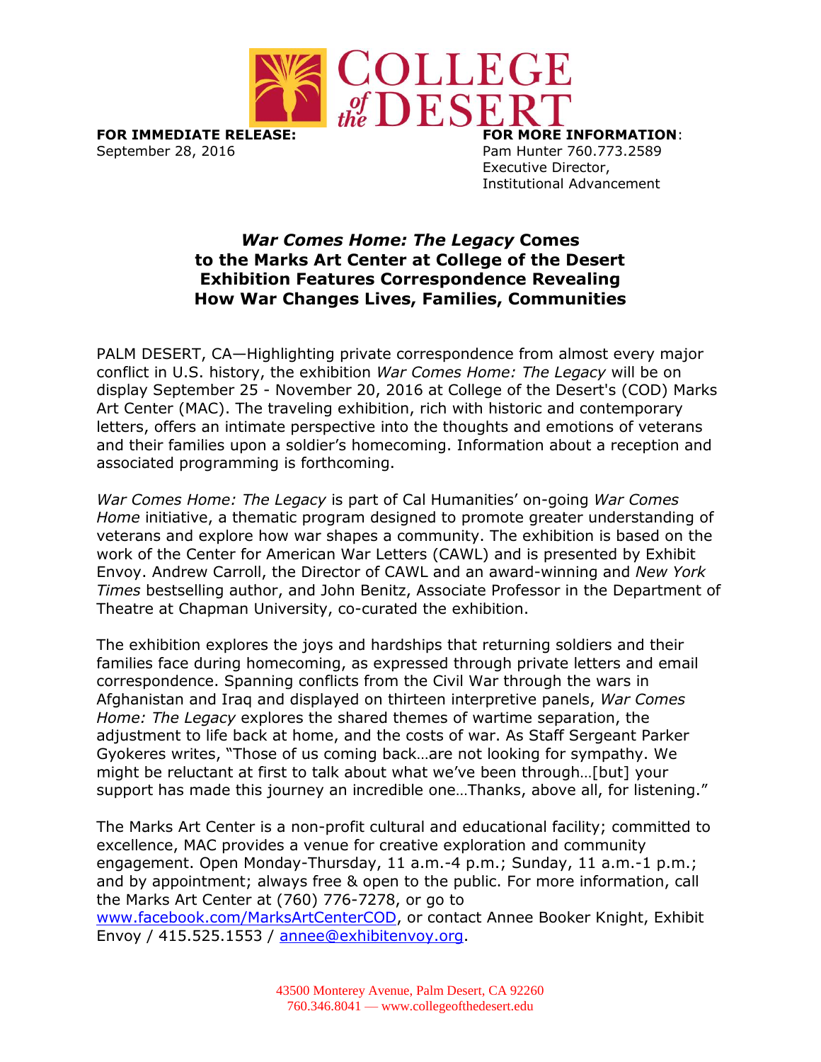COLLEGE *of the* DESERT

**FOR IMMEDIATE RELEASE:**
September 28, 2016

**FOR MORE INFORMATION**:
Pam Hunter 760.773.2589
Executive Director,
Institutional Advancement

# *War Comes Home: The Legacy* Comes to the Marks Art Center at College of the Desert Exhibition Features Correspondence Revealing How War Changes Lives, Families, Communities

PALM DESERT, CA—Highlighting private correspondence from almost every major conflict in U.S. history, the exhibition *War Comes Home: The Legacy* will be on display September 25 - November 20, 2016 at College of the Desert's (COD) Marks Art Center (MAC). The traveling exhibition, rich with historic and contemporary letters, offers an intimate perspective into the thoughts and emotions of veterans and their families upon a soldier's homecoming. Information about a reception and associated programming is forthcoming.

*War Comes Home: The Legacy* is part of Cal Humanities' on-going *War Comes Home* initiative, a thematic program designed to promote greater understanding of veterans and explore how war shapes a community. The exhibition is based on the work of the Center for American War Letters (CAWL) and is presented by Exhibit Envoy. Andrew Carroll, the Director of CAWL and an award-winning and *New York Times* bestselling author, and John Benitz, Associate Professor in the Department of Theatre at Chapman University, co-curated the exhibition.

The exhibition explores the joys and hardships that returning soldiers and their families face during homecoming, as expressed through private letters and email correspondence. Spanning conflicts from the Civil War through the wars in Afghanistan and Iraq and displayed on thirteen interpretive panels, *War Comes Home: The Legacy* explores the shared themes of wartime separation, the adjustment to life back at home, and the costs of war. As Staff Sergeant Parker Gyokeres writes, "Those of us coming back…are not looking for sympathy. We might be reluctant at first to talk about what we've been through…[but] your support has made this journey an incredible one…Thanks, above all, for listening."

The Marks Art Center is a non-profit cultural and educational facility; committed to excellence, MAC provides a venue for creative exploration and community engagement. Open Monday-Thursday, 11 a.m.-4 p.m.; Sunday, 11 a.m.-1 p.m.; and by appointment; always free & open to the public. For more information, call the Marks Art Center at (760) 776-7278, or go to www.facebook.com/MarksArtCenterCOD, or contact Annee Booker Knight, Exhibit Envoy / 415.525.1553 / annee@exhibitenvoy.org.

43500 Monterey Avenue, Palm Desert, CA 92260
760.346.8041 — www.collegeofthedesert.edu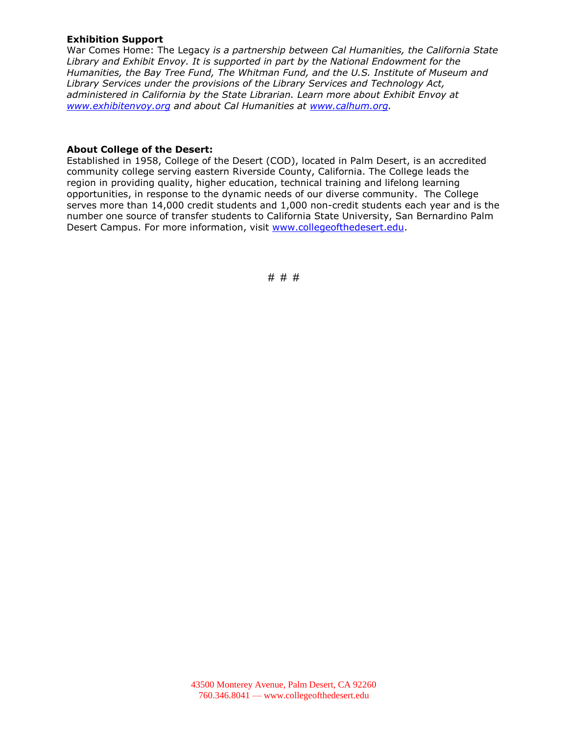**Exhibition Support**

War Comes Home: The Legacy *is a partnership between Cal Humanities, the California State Library and Exhibit Envoy. It is supported in part by the National Endowment for the Humanities, the Bay Tree Fund, The Whitman Fund, and the U.S. Institute of Museum and Library Services under the provisions of the Library Services and Technology Act, administered in California by the State Librarian. Learn more about Exhibit Envoy at [www.exhibitenvoy.org](http://www.exhibitenvoy.org) and about Cal Humanities at [www.calhum.org](http://www.calhum.org).*

**About College of the Desert:**

Established in 1958, College of the Desert (COD), located in Palm Desert, is an accredited community college serving eastern Riverside County, California. The College leads the region in providing quality, higher education, technical training and lifelong learning opportunities, in response to the dynamic needs of our diverse community. The College serves more than 14,000 credit students and 1,000 non-credit students each year and is the number one source of transfer students to California State University, San Bernardino Palm Desert Campus. For more information, visit [www.collegeofthedesert.edu](http://www.collegeofthedesert.edu).

# # #

43500 Monterey Avenue, Palm Desert, CA 92260
760.346.8041 — www.collegeofthedesert.edu